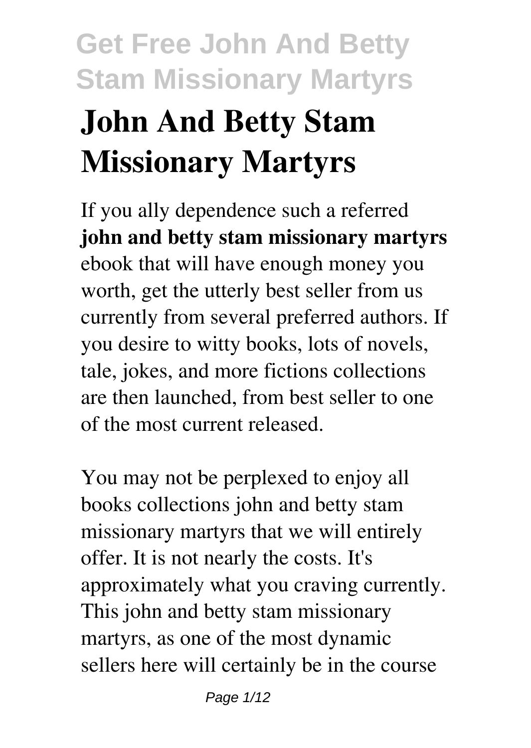# John And Betty Stam Missionary Martyrs

If you ally dependence such a referred **john and betty stam missionary martyrs** ebook that will have enough money you worth, get the utterly best seller from us currently from several preferred authors. If you desire to witty books, lots of novels, tale, jokes, and more fictions collections are then launched, from best seller to one of the most current released.

You may not be perplexed to enjoy all books collections john and betty stam missionary martyrs that we will entirely offer. It is not nearly the costs. It's approximately what you craving currently. This john and betty stam missionary martyrs, as one of the most dynamic sellers here will certainly be in the course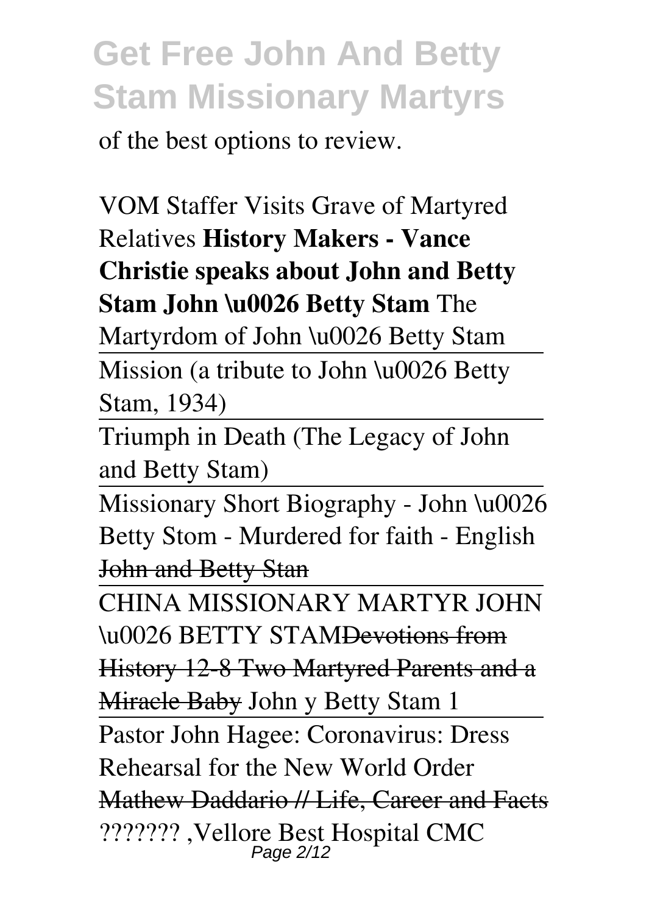of the best options to review.

VOM Staffer Visits Grave of Martyred Relatives **History Makers - Vance Christie speaks about John and Betty Stam John \u0026 Betty Stam** The Martyrdom of John \u0026 Betty Stam

Mission (a tribute to John \u0026 Betty Stam, 1934)

Triumph in Death (The Legacy of John and Betty Stam)

Missionary Short Biography - John \u0026 Betty Stom - Murdered for faith - English ~~John and Betty Stan~~

CHINA MISSIONARY MARTYR JOHN \u0026 BETTY STAM~~Devotions from History 12-8 Two Martyred Parents and a Miracle Baby~~ John y Betty Stam 1

Pastor John Hagee: Coronavirus: Dress Rehearsal for the New World Order ~~Mathew Daddario // Life, Career and Facts~~ ??????? ,Vellore Best Hospital CMC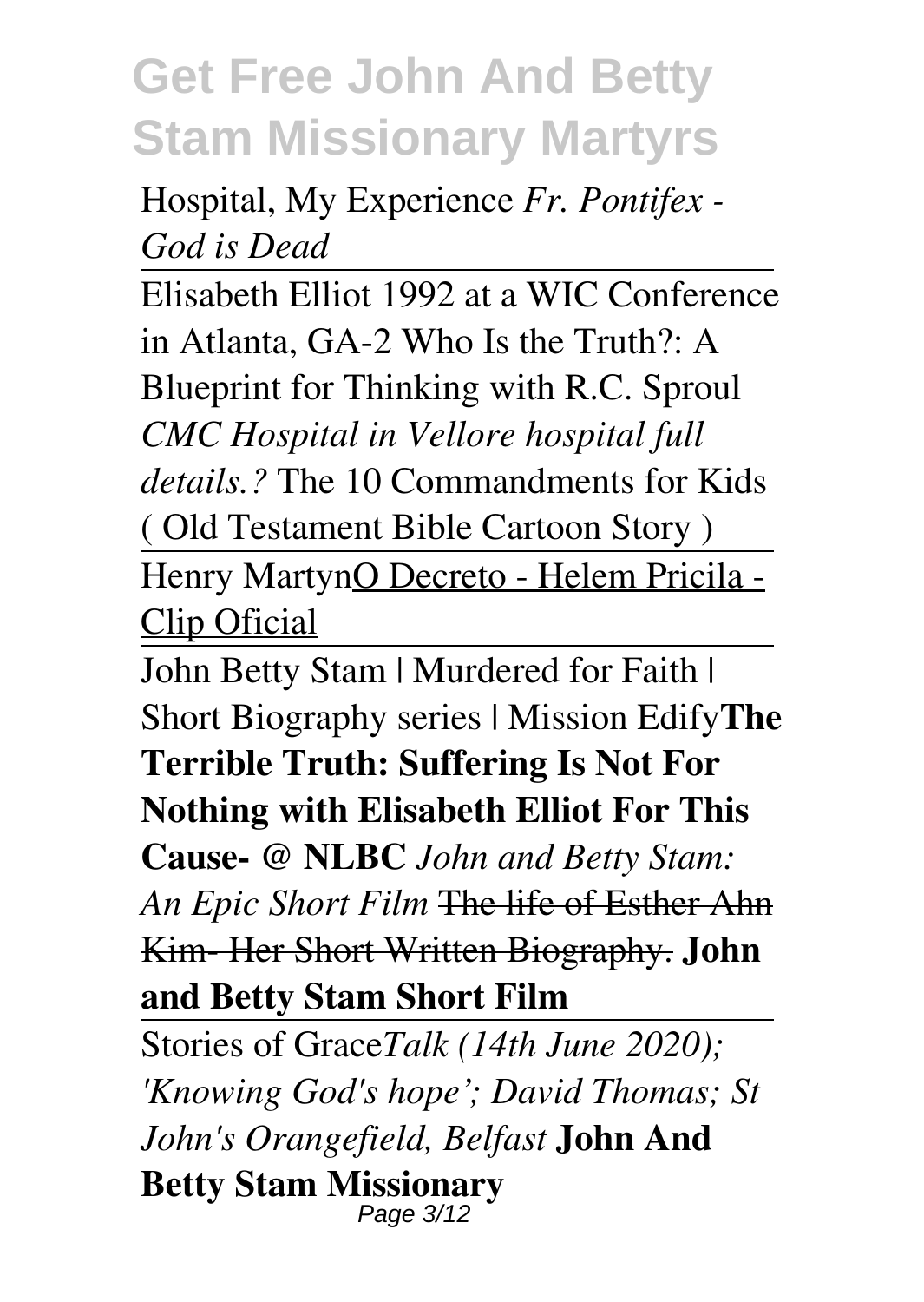Hospital, My Experience *Fr. Pontifex - God is Dead*

Elisabeth Elliot 1992 at a WIC Conference in Atlanta, GA-2 Who Is the Truth?: A Blueprint for Thinking with R.C. Sproul *CMC Hospital in Vellore hospital full details.?* The 10 Commandments for Kids ( Old Testament Bible Cartoon Story )

Henry MartynO Decreto - Helem Pricila - Clip Oficial

John Betty Stam | Murdered for Faith | Short Biography series | Mission Edify**The Terrible Truth: Suffering Is Not For Nothing with Elisabeth Elliot For This Cause- @ NLBC** *John and Betty Stam: An Epic Short Film* ~~The life of Esther Ahn Kim- Her Short Written Biography.~~ **John and Betty Stam Short Film**

Stories of Grace*Talk (14th June 2020); 'Knowing God's hope'; David Thomas; St John's Orangefield, Belfast* **John And Betty Stam Missionary**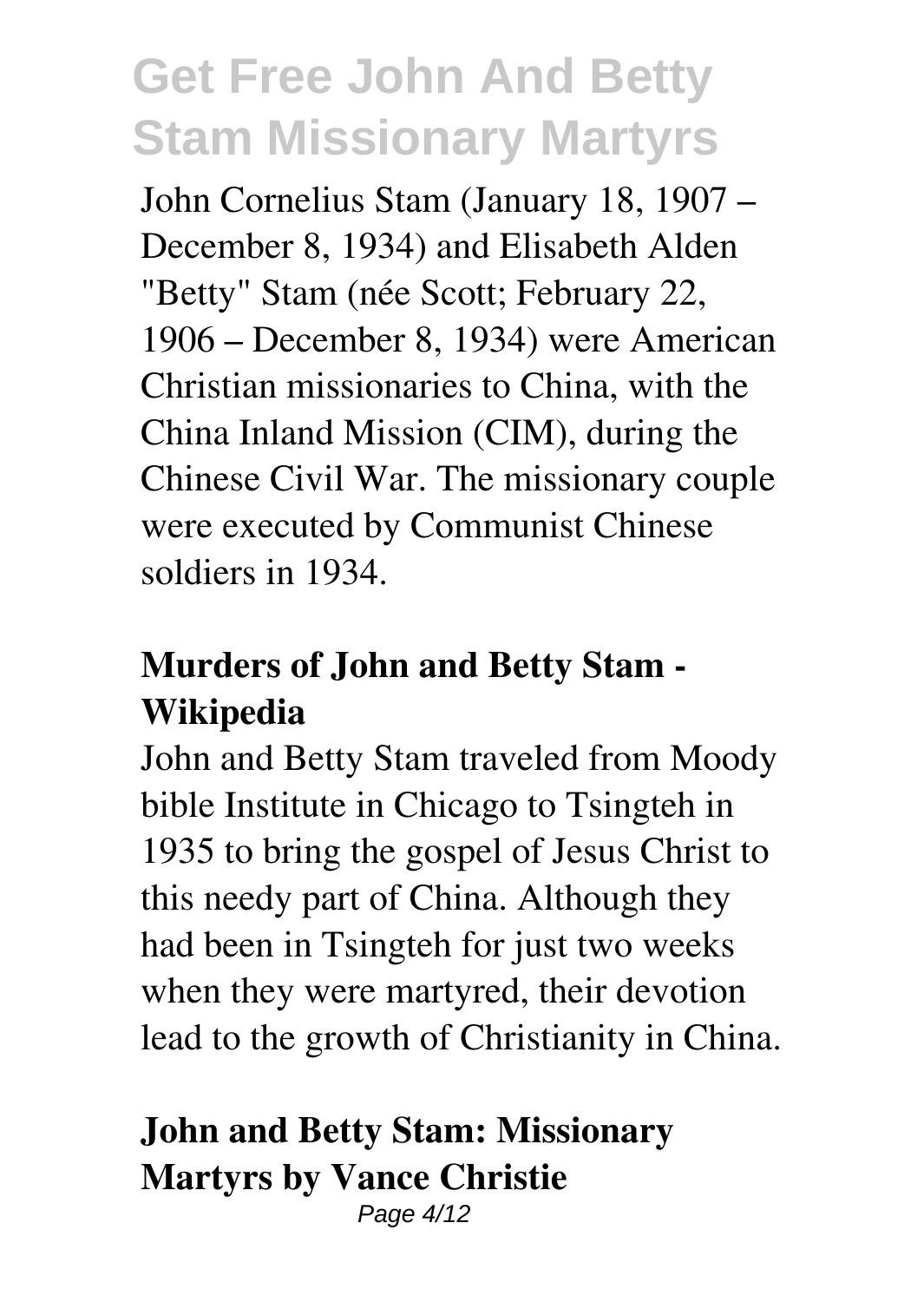John Cornelius Stam (January 18, 1907 – December 8, 1934) and Elisabeth Alden "Betty" Stam (née Scott; February 22, 1906 – December 8, 1934) were American Christian missionaries to China, with the China Inland Mission (CIM), during the Chinese Civil War. The missionary couple were executed by Communist Chinese soldiers in 1934.

**Murders of John and Betty Stam - Wikipedia**

John and Betty Stam traveled from Moody bible Institute in Chicago to Tsingteh in 1935 to bring the gospel of Jesus Christ to this needy part of China. Although they had been in Tsingteh for just two weeks when they were martyred, their devotion lead to the growth of Christianity in China.

**John and Betty Stam: Missionary Martyrs by Vance Christie**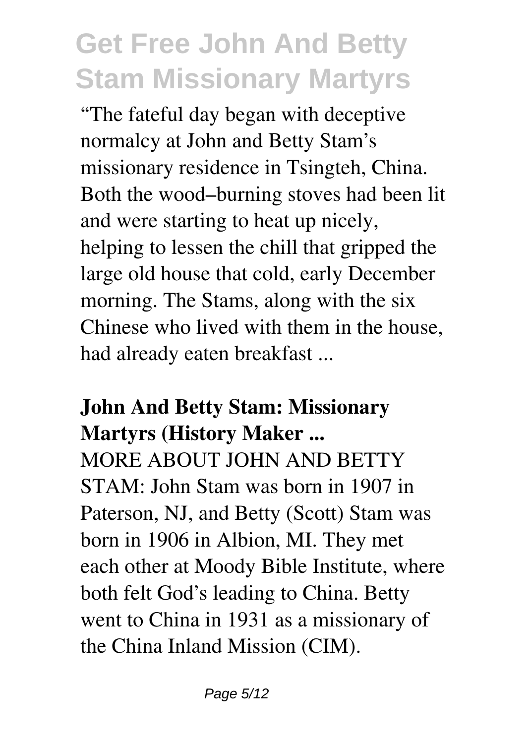“The fateful day began with deceptive normalcy at John and Betty Stam’s missionary residence in Tsingteh, China. Both the wood–burning stoves had been lit and were starting to heat up nicely, helping to lessen the chill that gripped the large old house that cold, early December morning. The Stams, along with the six Chinese who lived with them in the house, had already eaten breakfast ...

**John And Betty Stam: Missionary Martyrs (History Maker ...**

MORE ABOUT JOHN AND BETTY STAM: John Stam was born in 1907 in Paterson, NJ, and Betty (Scott) Stam was born in 1906 in Albion, MI. They met each other at Moody Bible Institute, where both felt God’s leading to China. Betty went to China in 1931 as a missionary of the China Inland Mission (CIM).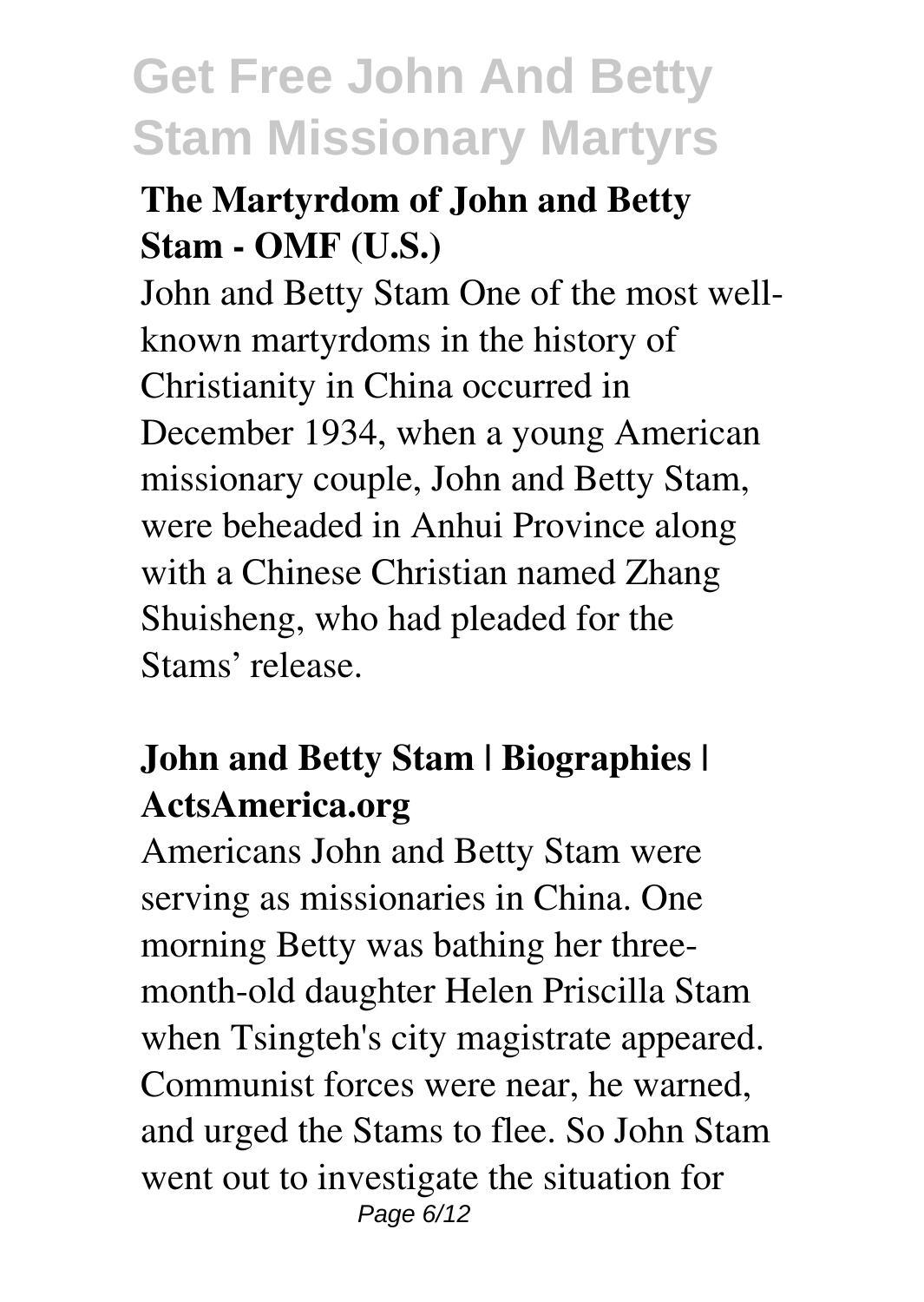### The Martyrdom of John and Betty Stam - OMF (U.S.)

John and Betty Stam One of the most well-known martyrdoms in the history of Christianity in China occurred in December 1934, when a young American missionary couple, John and Betty Stam, were beheaded in Anhui Province along with a Chinese Christian named Zhang Shuisheng, who had pleaded for the Stams' release.

### John and Betty Stam | Biographies | ActsAmerica.org

Americans John and Betty Stam were serving as missionaries in China. One morning Betty was bathing her three-month-old daughter Helen Priscilla Stam when Tsingteh's city magistrate appeared. Communist forces were near, he warned, and urged the Stams to flee. So John Stam went out to investigate the situation for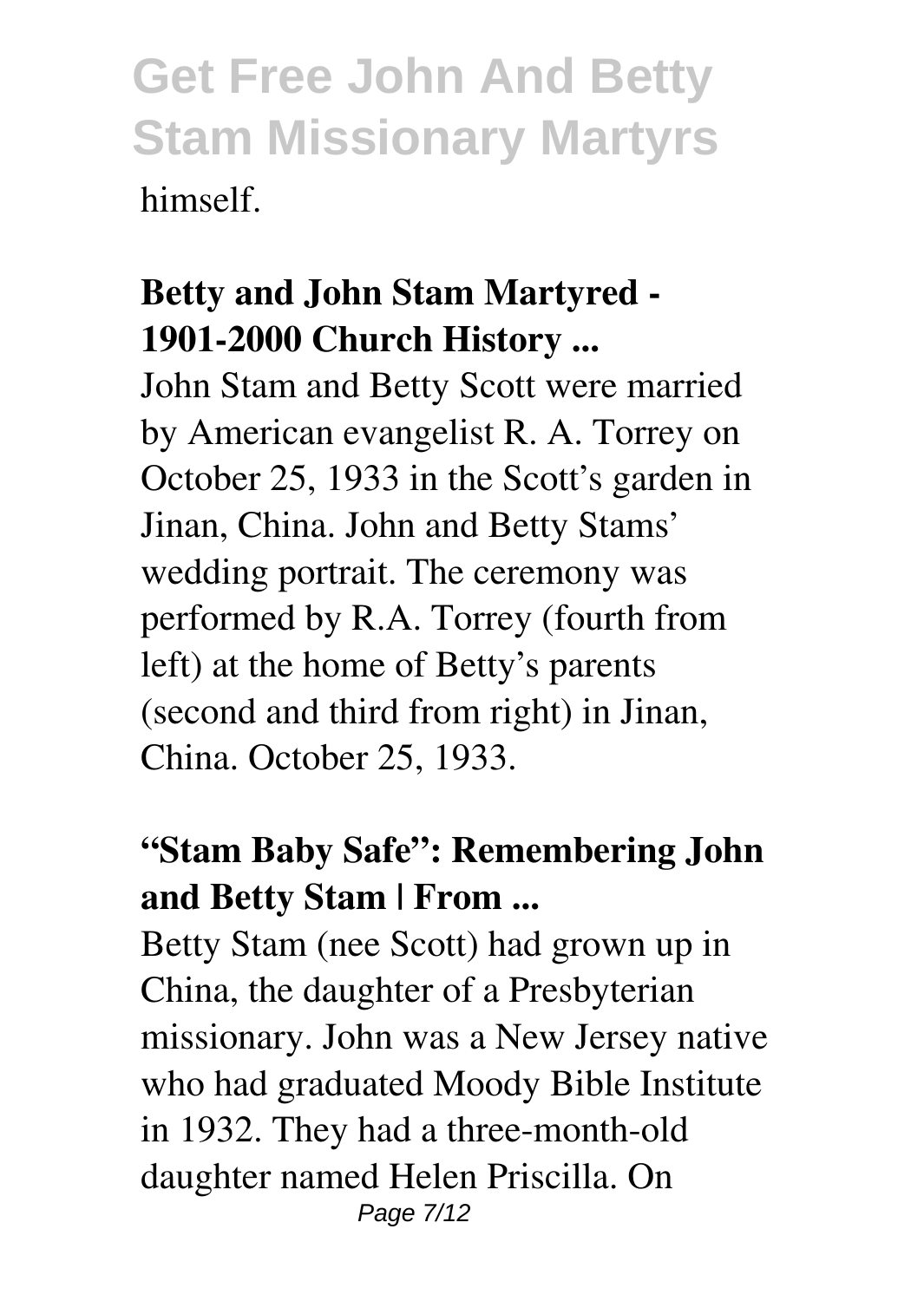himself.

**Betty and John Stam Martyred - 1901-2000 Church History ...**

John Stam and Betty Scott were married by American evangelist R. A. Torrey on October 25, 1933 in the Scott's garden in Jinan, China. John and Betty Stams' wedding portrait. The ceremony was performed by R.A. Torrey (fourth from left) at the home of Betty's parents (second and third from right) in Jinan, China. October 25, 1933.

**"Stam Baby Safe": Remembering John and Betty Stam | From ...**

Betty Stam (nee Scott) had grown up in China, the daughter of a Presbyterian missionary. John was a New Jersey native who had graduated Moody Bible Institute in 1932. They had a three-month-old daughter named Helen Priscilla. On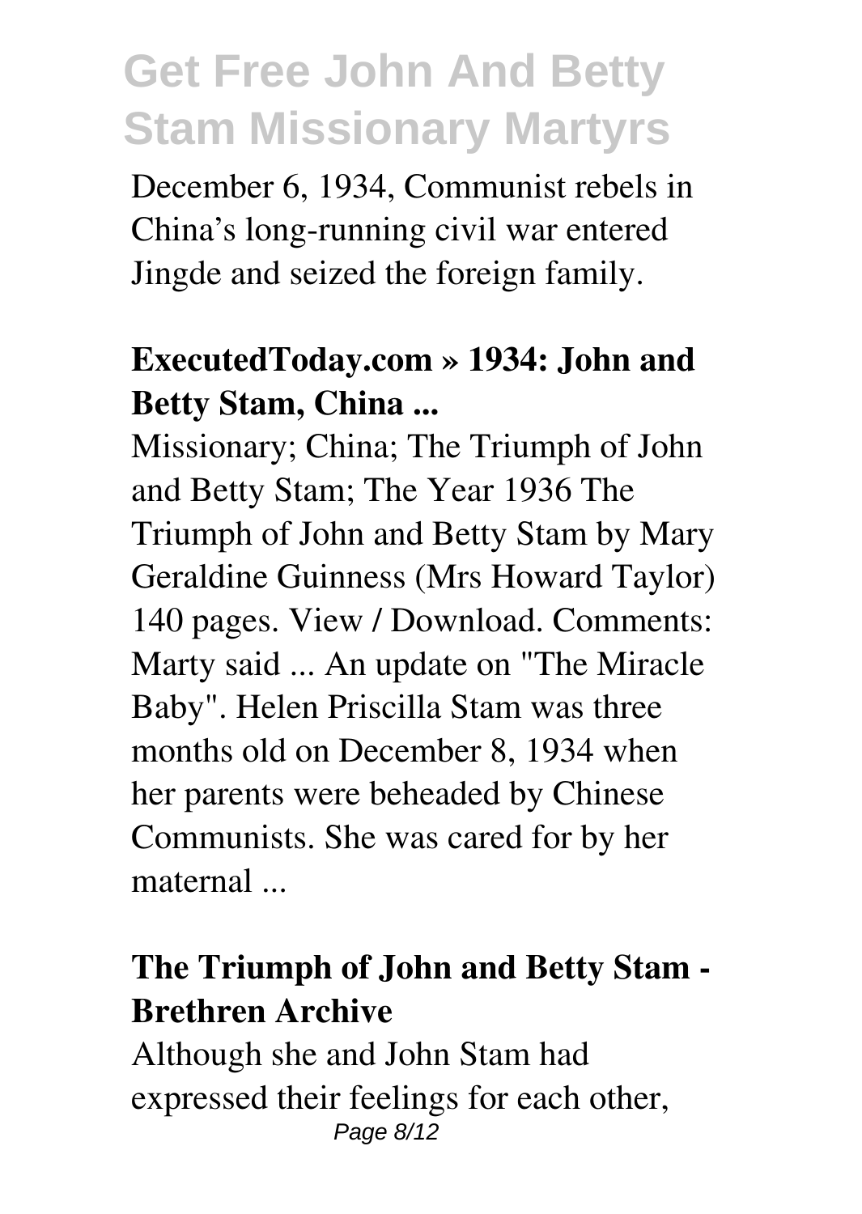December 6, 1934, Communist rebels in China's long-running civil war entered Jingde and seized the foreign family.

### ExecutedToday.com » 1934: John and Betty Stam, China ...

Missionary; China; The Triumph of John and Betty Stam; The Year 1936 The Triumph of John and Betty Stam by Mary Geraldine Guinness (Mrs Howard Taylor) 140 pages. View / Download. Comments: Marty said ... An update on "The Miracle Baby". Helen Priscilla Stam was three months old on December 8, 1934 when her parents were beheaded by Chinese Communists. She was cared for by her maternal ...

### The Triumph of John and Betty Stam - Brethren Archive

Although she and John Stam had expressed their feelings for each other,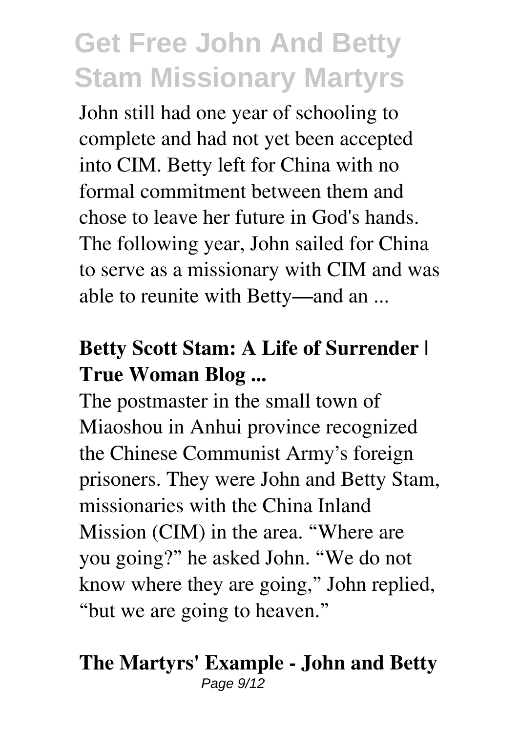John still had one year of schooling to complete and had not yet been accepted into CIM. Betty left for China with no formal commitment between them and chose to leave her future in God's hands. The following year, John sailed for China to serve as a missionary with CIM and was able to reunite with Betty—and an ...

**Betty Scott Stam: A Life of Surrender | True Woman Blog ...**

The postmaster in the small town of Miaoshou in Anhui province recognized the Chinese Communist Army's foreign prisoners. They were John and Betty Stam, missionaries with the China Inland Mission (CIM) in the area. "Where are you going?" he asked John. "We do not know where they are going," John replied, "but we are going to heaven."

**The Martyrs' Example - John and Betty**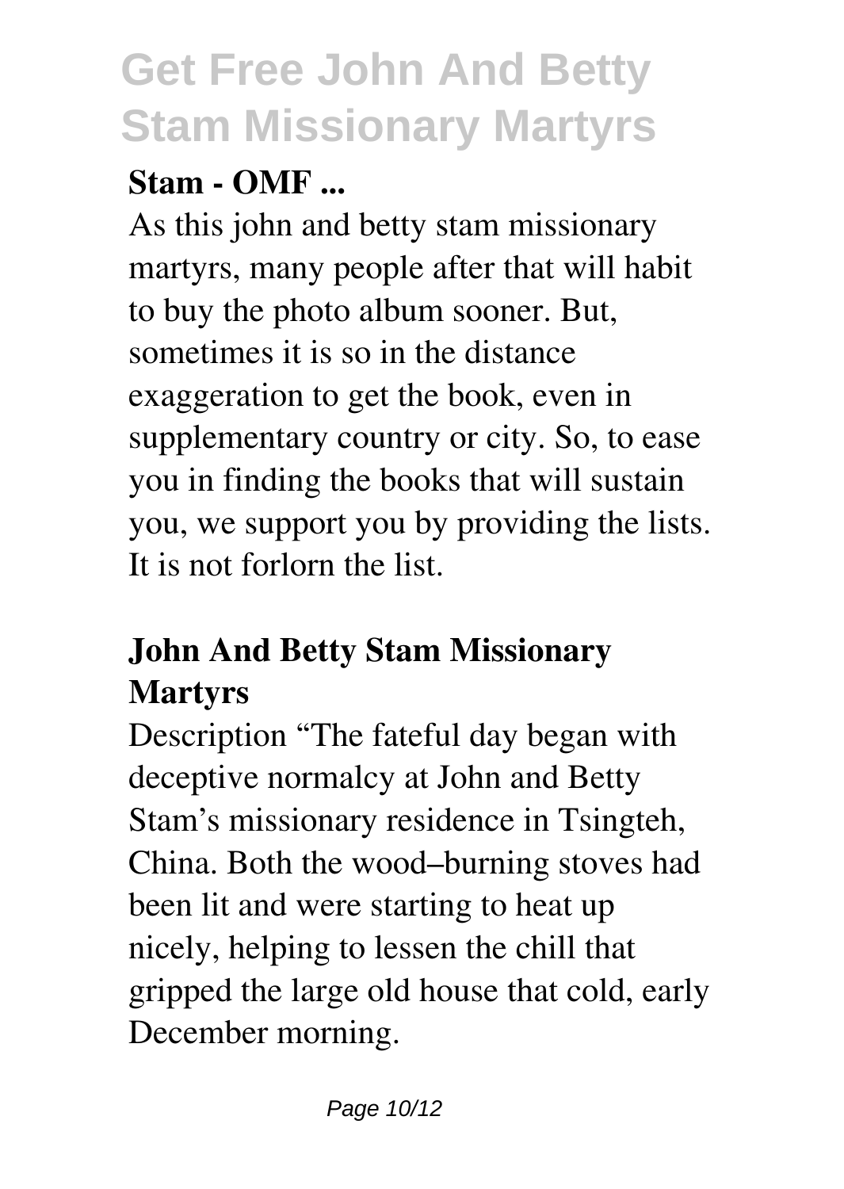**Stam - OMF ...**

As this john and betty stam missionary martyrs, many people after that will habit to buy the photo album sooner. But, sometimes it is so in the distance exaggeration to get the book, even in supplementary country or city. So, to ease you in finding the books that will sustain you, we support you by providing the lists. It is not forlorn the list.

## John And Betty Stam Missionary Martyrs

Description "The fateful day began with deceptive normalcy at John and Betty Stam's missionary residence in Tsingteh, China. Both the wood–burning stoves had been lit and were starting to heat up nicely, helping to lessen the chill that gripped the large old house that cold, early December morning.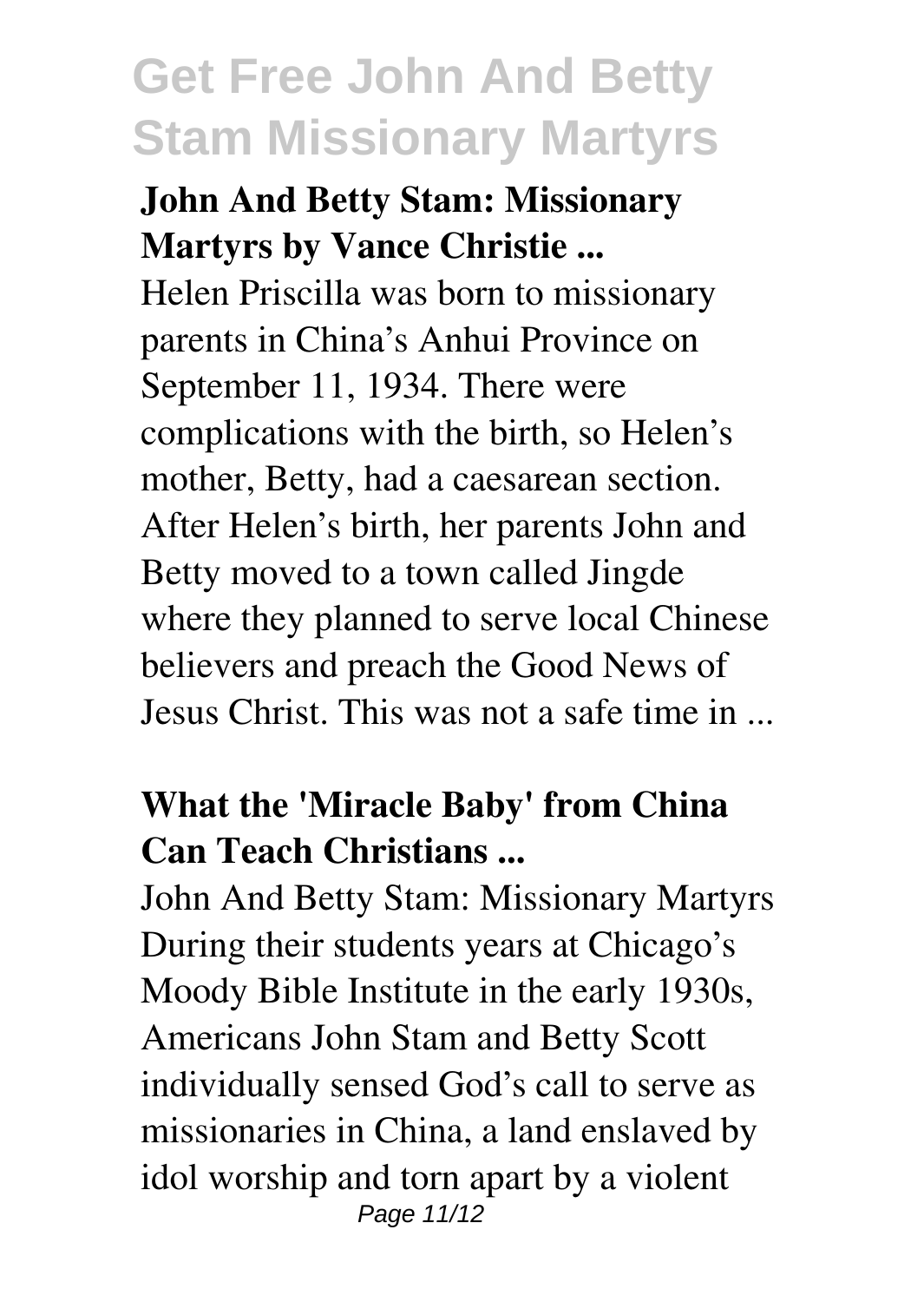**John And Betty Stam: Missionary Martyrs by Vance Christie ...**

Helen Priscilla was born to missionary parents in China's Anhui Province on September 11, 1934. There were complications with the birth, so Helen's mother, Betty, had a caesarean section. After Helen's birth, her parents John and Betty moved to a town called Jingde where they planned to serve local Chinese believers and preach the Good News of Jesus Christ. This was not a safe time in ...

**What the 'Miracle Baby' from China Can Teach Christians ...**

John And Betty Stam: Missionary Martyrs During their students years at Chicago's Moody Bible Institute in the early 1930s, Americans John Stam and Betty Scott individually sensed God's call to serve as missionaries in China, a land enslaved by idol worship and torn apart by a violent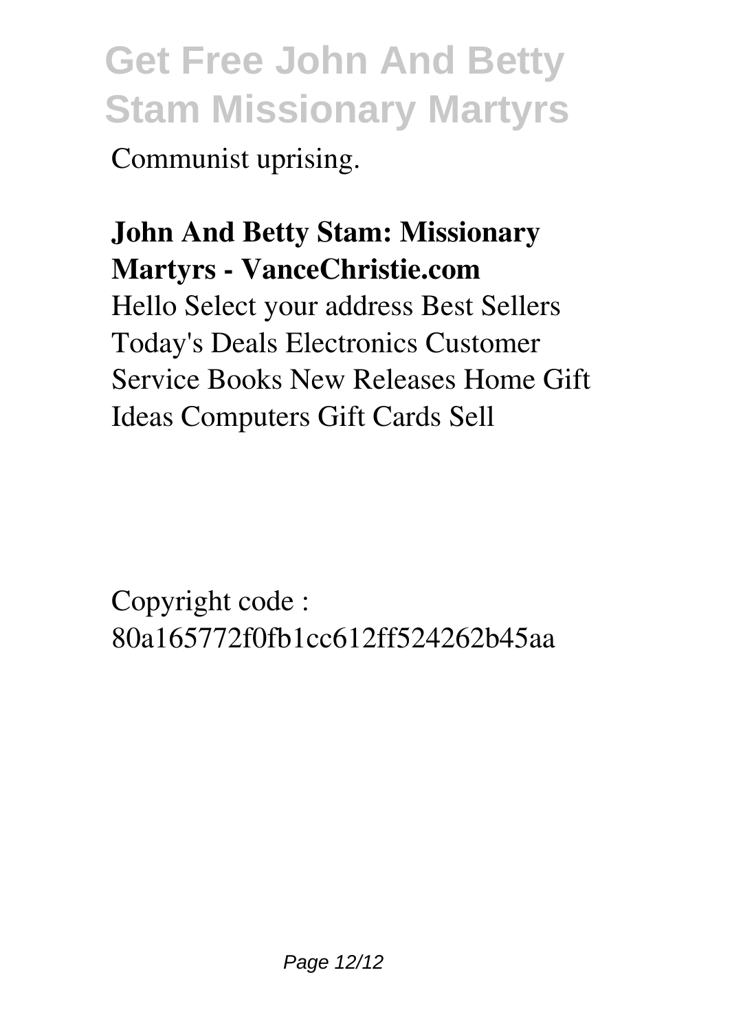Communist uprising.

**John And Betty Stam: Missionary Martyrs - VanceChristie.com**

Hello Select your address Best Sellers Today's Deals Electronics Customer Service Books New Releases Home Gift Ideas Computers Gift Cards Sell

Copyright code : 80a165772f0fb1cc612ff524262b45aa